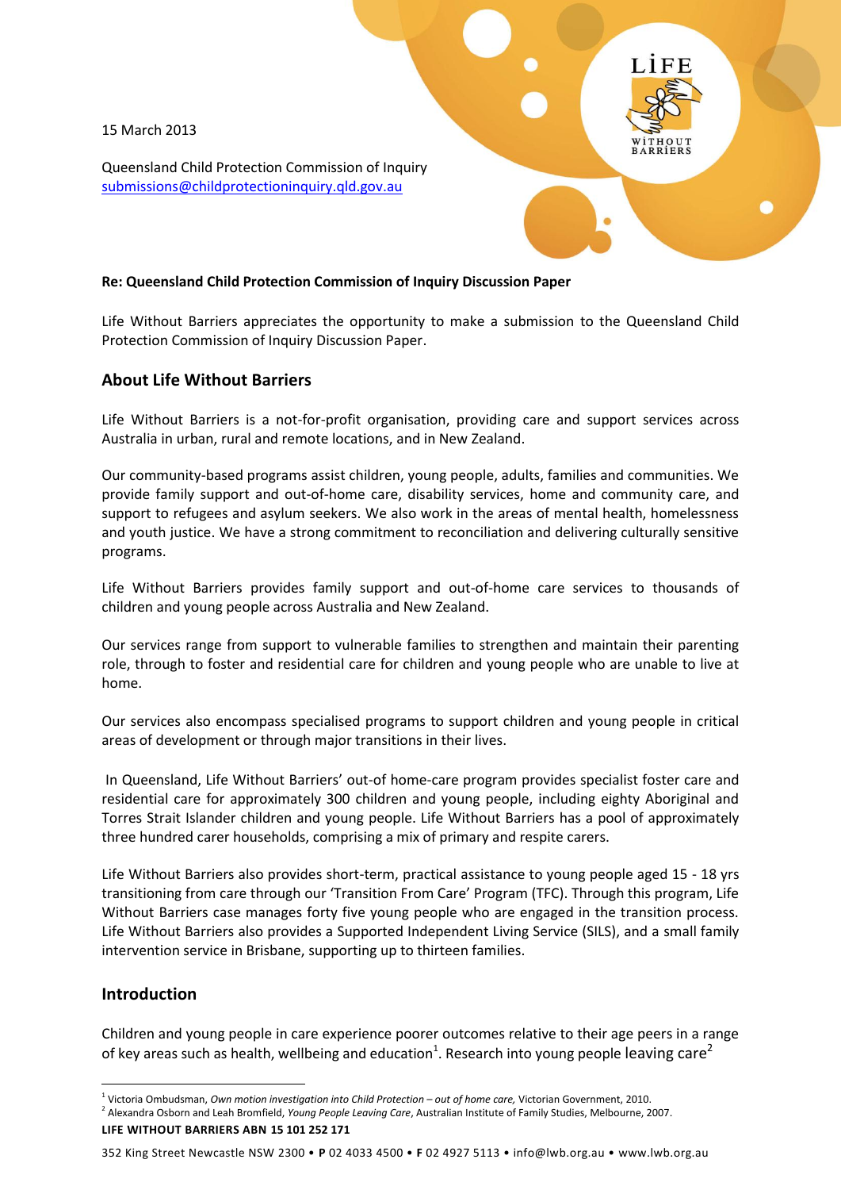15 March 2013

Queensland Child Protection Commission of Inquiry
submissions@childprotectioninquiry.qld.gov.au

**Re: Queensland Child Protection Commission of Inquiry Discussion Paper**

Life Without Barriers appreciates the opportunity to make a submission to the Queensland Child Protection Commission of Inquiry Discussion Paper.

## About Life Without Barriers

Life Without Barriers is a not-for-profit organisation, providing care and support services across Australia in urban, rural and remote locations, and in New Zealand.

Our community-based programs assist children, young people, adults, families and communities. We provide family support and out-of-home care, disability services, home and community care, and support to refugees and asylum seekers. We also work in the areas of mental health, homelessness and youth justice. We have a strong commitment to reconciliation and delivering culturally sensitive programs.

Life Without Barriers provides family support and out-of-home care services to thousands of children and young people across Australia and New Zealand.

Our services range from support to vulnerable families to strengthen and maintain their parenting role, through to foster and residential care for children and young people who are unable to live at home.

Our services also encompass specialised programs to support children and young people in critical areas of development or through major transitions in their lives.

In Queensland, Life Without Barriers' out-of home-care program provides specialist foster care and residential care for approximately 300 children and young people, including eighty Aboriginal and Torres Strait Islander children and young people. Life Without Barriers has a pool of approximately three hundred carer households, comprising a mix of primary and respite carers.

Life Without Barriers also provides short-term, practical assistance to young people aged 15 - 18 yrs transitioning from care through our 'Transition From Care' Program (TFC). Through this program, Life Without Barriers case manages forty five young people who are engaged in the transition process. Life Without Barriers also provides a Supported Independent Living Service (SILS), and a small family intervention service in Brisbane, supporting up to thirteen families.

## Introduction

Children and young people in care experience poorer outcomes relative to their age peers in a range of key areas such as health, wellbeing and education[1]. Research into young people leaving care[2]

[1] Victoria Ombudsman, *Own motion investigation into Child Protection – out of home care,* Victorian Government, 2010.
[2] Alexandra Osborn and Leah Bromfield, *Young People Leaving Care*, Australian Institute of Family Studies, Melbourne, 2007.

**LIFE WITHOUT BARRIERS ABN 15 101 252 171**

352 King Street Newcastle NSW 2300 • **P** 02 4033 4500 • **F** 02 4927 5113 • info@lwb.org.au • www.lwb.org.au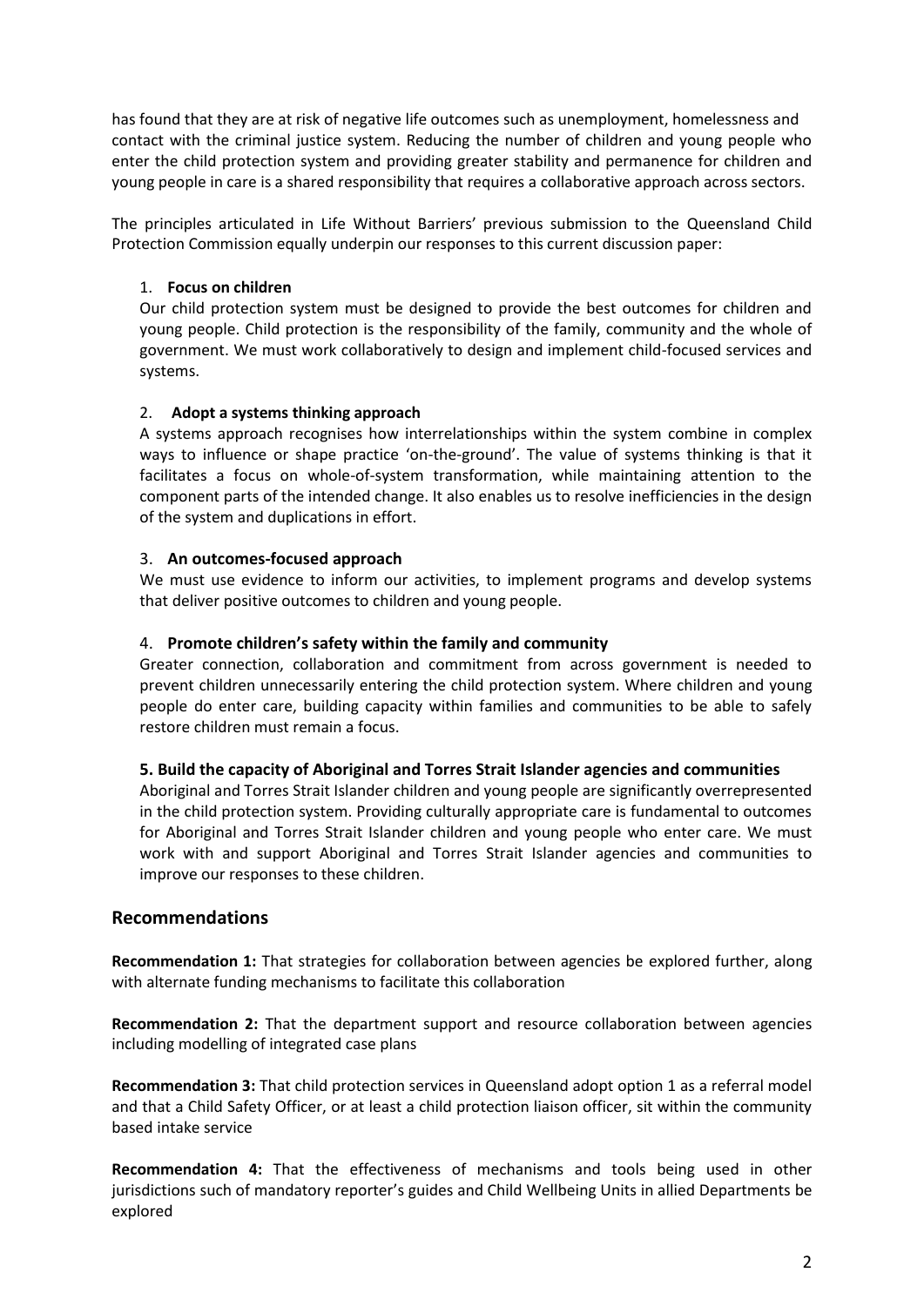has found that they are at risk of negative life outcomes such as unemployment, homelessness and contact with the criminal justice system. Reducing the number of children and young people who enter the child protection system and providing greater stability and permanence for children and young people in care is a shared responsibility that requires a collaborative approach across sectors.

The principles articulated in Life Without Barriers' previous submission to the Queensland Child Protection Commission equally underpin our responses to this current discussion paper:

1. **Focus on children**
   Our child protection system must be designed to provide the best outcomes for children and young people. Child protection is the responsibility of the family, community and the whole of government. We must work collaboratively to design and implement child-focused services and systems.

2. **Adopt a systems thinking approach**
   A systems approach recognises how interrelationships within the system combine in complex ways to influence or shape practice 'on-the-ground'. The value of systems thinking is that it facilitates a focus on whole-of-system transformation, while maintaining attention to the component parts of the intended change. It also enables us to resolve inefficiencies in the design of the system and duplications in effort.

3. **An outcomes-focused approach**
   We must use evidence to inform our activities, to implement programs and develop systems that deliver positive outcomes to children and young people.

4. **Promote children's safety within the family and community**
   Greater connection, collaboration and commitment from across government is needed to prevent children unnecessarily entering the child protection system. Where children and young people do enter care, building capacity within families and communities to be able to safely restore children must remain a focus.

5. **Build the capacity of Aboriginal and Torres Strait Islander agencies and communities**
   Aboriginal and Torres Strait Islander children and young people are significantly overrepresented in the child protection system. Providing culturally appropriate care is fundamental to outcomes for Aboriginal and Torres Strait Islander children and young people who enter care. We must work with and support Aboriginal and Torres Strait Islander agencies and communities to improve our responses to these children.

## Recommendations

**Recommendation 1:** That strategies for collaboration between agencies be explored further, along with alternate funding mechanisms to facilitate this collaboration

**Recommendation 2:** That the department support and resource collaboration between agencies including modelling of integrated case plans

**Recommendation 3:** That child protection services in Queensland adopt option 1 as a referral model and that a Child Safety Officer, or at least a child protection liaison officer, sit within the community based intake service

**Recommendation 4:** That the effectiveness of mechanisms and tools being used in other jurisdictions such of mandatory reporter's guides and Child Wellbeing Units in allied Departments be explored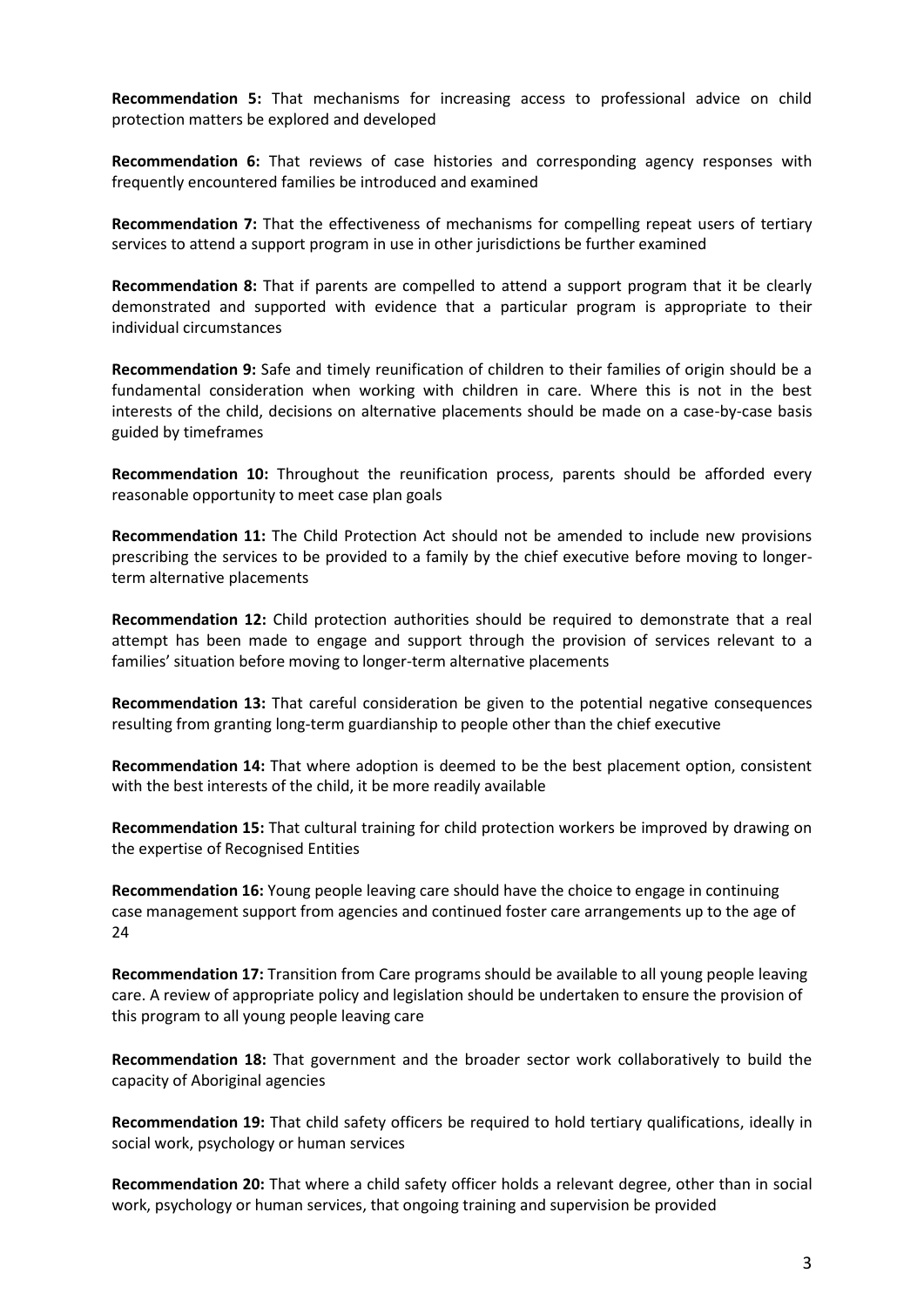**Recommendation 5:** That mechanisms for increasing access to professional advice on child protection matters be explored and developed

**Recommendation 6:** That reviews of case histories and corresponding agency responses with frequently encountered families be introduced and examined

**Recommendation 7:** That the effectiveness of mechanisms for compelling repeat users of tertiary services to attend a support program in use in other jurisdictions be further examined

**Recommendation 8:** That if parents are compelled to attend a support program that it be clearly demonstrated and supported with evidence that a particular program is appropriate to their individual circumstances

**Recommendation 9:** Safe and timely reunification of children to their families of origin should be a fundamental consideration when working with children in care. Where this is not in the best interests of the child, decisions on alternative placements should be made on a case-by-case basis guided by timeframes

**Recommendation 10:** Throughout the reunification process, parents should be afforded every reasonable opportunity to meet case plan goals

**Recommendation 11:** The Child Protection Act should not be amended to include new provisions prescribing the services to be provided to a family by the chief executive before moving to longer-term alternative placements

**Recommendation 12:** Child protection authorities should be required to demonstrate that a real attempt has been made to engage and support through the provision of services relevant to a families' situation before moving to longer-term alternative placements

**Recommendation 13:** That careful consideration be given to the potential negative consequences resulting from granting long-term guardianship to people other than the chief executive

**Recommendation 14:** That where adoption is deemed to be the best placement option, consistent with the best interests of the child, it be more readily available

**Recommendation 15:** That cultural training for child protection workers be improved by drawing on the expertise of Recognised Entities

**Recommendation 16:** Young people leaving care should have the choice to engage in continuing case management support from agencies and continued foster care arrangements up to the age of 24

**Recommendation 17:** Transition from Care programs should be available to all young people leaving care. A review of appropriate policy and legislation should be undertaken to ensure the provision of this program to all young people leaving care

**Recommendation 18:** That government and the broader sector work collaboratively to build the capacity of Aboriginal agencies

**Recommendation 19:** That child safety officers be required to hold tertiary qualifications, ideally in social work, psychology or human services

**Recommendation 20:** That where a child safety officer holds a relevant degree, other than in social work, psychology or human services, that ongoing training and supervision be provided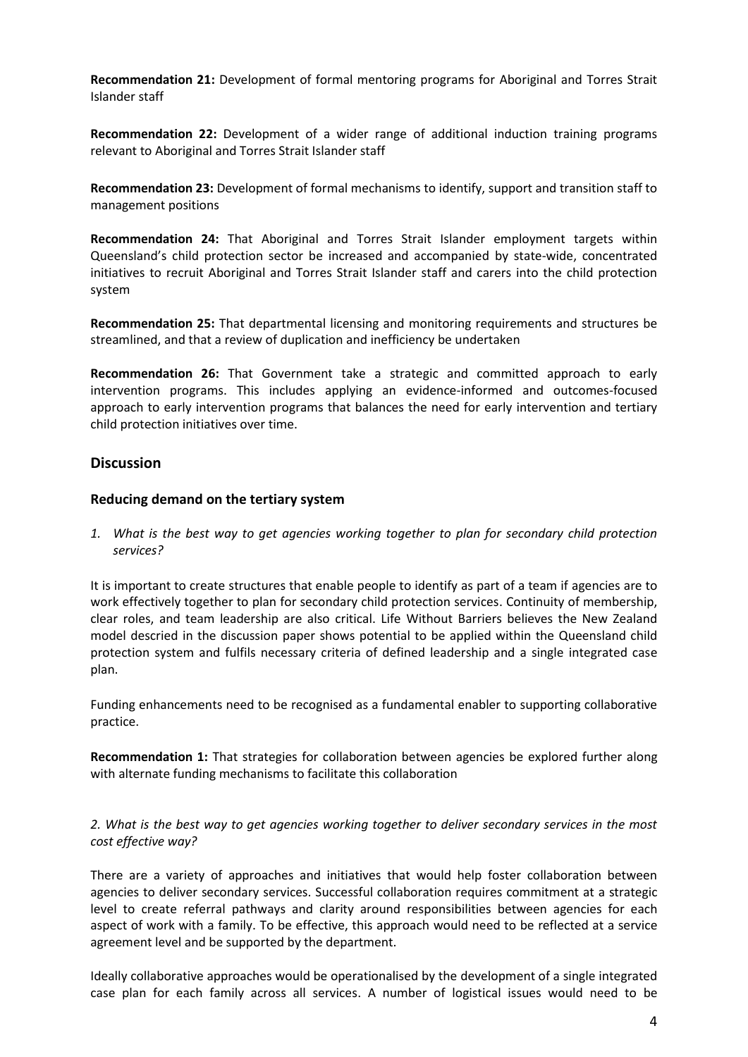**Recommendation 21:** Development of formal mentoring programs for Aboriginal and Torres Strait Islander staff

**Recommendation 22:** Development of a wider range of additional induction training programs relevant to Aboriginal and Torres Strait Islander staff

**Recommendation 23:** Development of formal mechanisms to identify, support and transition staff to management positions

**Recommendation 24:** That Aboriginal and Torres Strait Islander employment targets within Queensland's child protection sector be increased and accompanied by state-wide, concentrated initiatives to recruit Aboriginal and Torres Strait Islander staff and carers into the child protection system

**Recommendation 25:** That departmental licensing and monitoring requirements and structures be streamlined, and that a review of duplication and inefficiency be undertaken

**Recommendation 26:** That Government take a strategic and committed approach to early intervention programs. This includes applying an evidence-informed and outcomes-focused approach to early intervention programs that balances the need for early intervention and tertiary child protection initiatives over time.

## Discussion

### Reducing demand on the tertiary system

1. *What is the best way to get agencies working together to plan for secondary child protection services?*

It is important to create structures that enable people to identify as part of a team if agencies are to work effectively together to plan for secondary child protection services. Continuity of membership, clear roles, and team leadership are also critical. Life Without Barriers believes the New Zealand model descried in the discussion paper shows potential to be applied within the Queensland child protection system and fulfils necessary criteria of defined leadership and a single integrated case plan.

Funding enhancements need to be recognised as a fundamental enabler to supporting collaborative practice.

**Recommendation 1:** That strategies for collaboration between agencies be explored further along with alternate funding mechanisms to facilitate this collaboration

*2. What is the best way to get agencies working together to deliver secondary services in the most cost effective way?*

There are a variety of approaches and initiatives that would help foster collaboration between agencies to deliver secondary services. Successful collaboration requires commitment at a strategic level to create referral pathways and clarity around responsibilities between agencies for each aspect of work with a family. To be effective, this approach would need to be reflected at a service agreement level and be supported by the department.

Ideally collaborative approaches would be operationalised by the development of a single integrated case plan for each family across all services. A number of logistical issues would need to be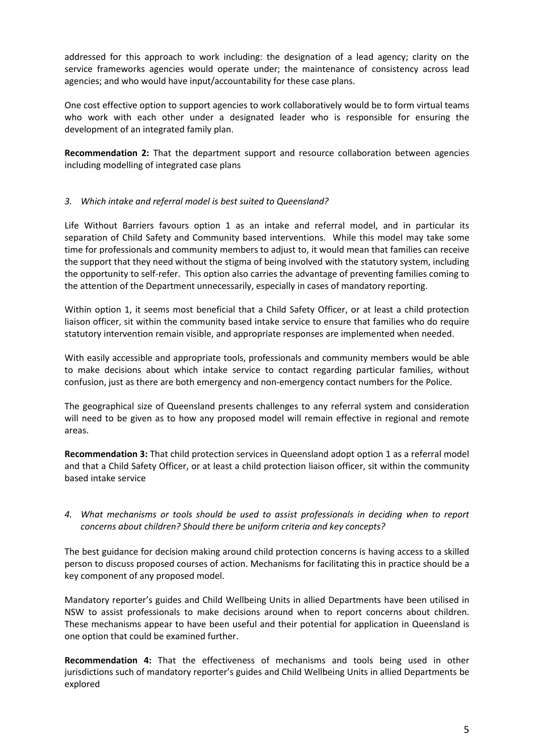addressed for this approach to work including: the designation of a lead agency; clarity on the service frameworks agencies would operate under; the maintenance of consistency across lead agencies; and who would have input/accountability for these case plans.

One cost effective option to support agencies to work collaboratively would be to form virtual teams who work with each other under a designated leader who is responsible for ensuring the development of an integrated family plan.

**Recommendation 2:** That the department support and resource collaboration between agencies including modelling of integrated case plans

*3. Which intake and referral model is best suited to Queensland?*

Life Without Barriers favours option 1 as an intake and referral model, and in particular its separation of Child Safety and Community based interventions. While this model may take some time for professionals and community members to adjust to, it would mean that families can receive the support that they need without the stigma of being involved with the statutory system, including the opportunity to self-refer. This option also carries the advantage of preventing families coming to the attention of the Department unnecessarily, especially in cases of mandatory reporting.

Within option 1, it seems most beneficial that a Child Safety Officer, or at least a child protection liaison officer, sit within the community based intake service to ensure that families who do require statutory intervention remain visible, and appropriate responses are implemented when needed.

With easily accessible and appropriate tools, professionals and community members would be able to make decisions about which intake service to contact regarding particular families, without confusion, just as there are both emergency and non-emergency contact numbers for the Police.

The geographical size of Queensland presents challenges to any referral system and consideration will need to be given as to how any proposed model will remain effective in regional and remote areas.

**Recommendation 3:** That child protection services in Queensland adopt option 1 as a referral model and that a Child Safety Officer, or at least a child protection liaison officer, sit within the community based intake service

*4. What mechanisms or tools should be used to assist professionals in deciding when to report concerns about children? Should there be uniform criteria and key concepts?*

The best guidance for decision making around child protection concerns is having access to a skilled person to discuss proposed courses of action. Mechanisms for facilitating this in practice should be a key component of any proposed model.

Mandatory reporter's guides and Child Wellbeing Units in allied Departments have been utilised in NSW to assist professionals to make decisions around when to report concerns about children. These mechanisms appear to have been useful and their potential for application in Queensland is one option that could be examined further.

**Recommendation 4:** That the effectiveness of mechanisms and tools being used in other jurisdictions such of mandatory reporter's guides and Child Wellbeing Units in allied Departments be explored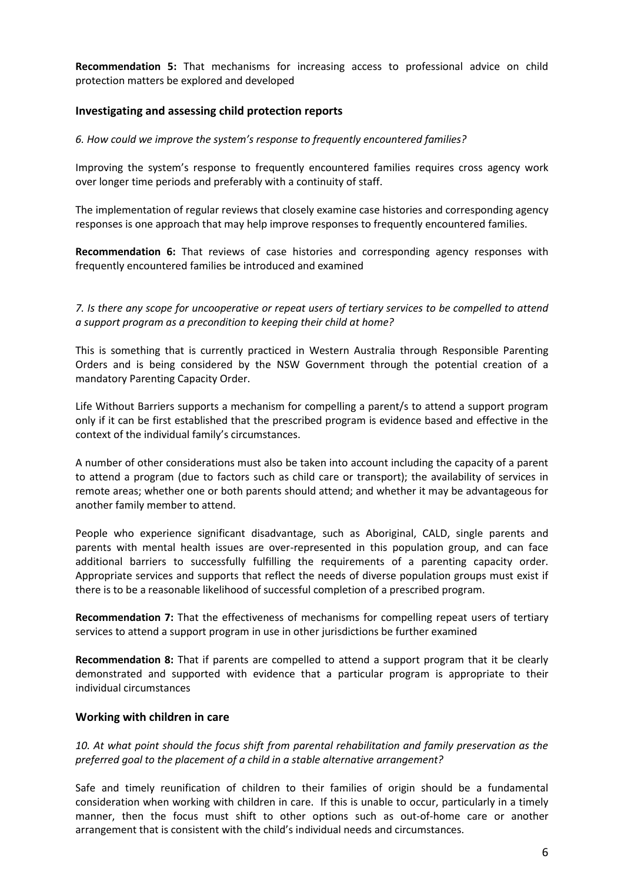**Recommendation 5:** That mechanisms for increasing access to professional advice on child protection matters be explored and developed

## Investigating and assessing child protection reports

*6. How could we improve the system's response to frequently encountered families?*

Improving the system's response to frequently encountered families requires cross agency work over longer time periods and preferably with a continuity of staff.

The implementation of regular reviews that closely examine case histories and corresponding agency responses is one approach that may help improve responses to frequently encountered families.

**Recommendation 6:** That reviews of case histories and corresponding agency responses with frequently encountered families be introduced and examined

*7. Is there any scope for uncooperative or repeat users of tertiary services to be compelled to attend a support program as a precondition to keeping their child at home?*

This is something that is currently practiced in Western Australia through Responsible Parenting Orders and is being considered by the NSW Government through the potential creation of a mandatory Parenting Capacity Order.

Life Without Barriers supports a mechanism for compelling a parent/s to attend a support program only if it can be first established that the prescribed program is evidence based and effective in the context of the individual family's circumstances.

A number of other considerations must also be taken into account including the capacity of a parent to attend a program (due to factors such as child care or transport); the availability of services in remote areas; whether one or both parents should attend; and whether it may be advantageous for another family member to attend.

People who experience significant disadvantage, such as Aboriginal, CALD, single parents and parents with mental health issues are over-represented in this population group, and can face additional barriers to successfully fulfilling the requirements of a parenting capacity order. Appropriate services and supports that reflect the needs of diverse population groups must exist if there is to be a reasonable likelihood of successful completion of a prescribed program.

**Recommendation 7:** That the effectiveness of mechanisms for compelling repeat users of tertiary services to attend a support program in use in other jurisdictions be further examined

**Recommendation 8:** That if parents are compelled to attend a support program that it be clearly demonstrated and supported with evidence that a particular program is appropriate to their individual circumstances

## Working with children in care

*10. At what point should the focus shift from parental rehabilitation and family preservation as the preferred goal to the placement of a child in a stable alternative arrangement?*

Safe and timely reunification of children to their families of origin should be a fundamental consideration when working with children in care. If this is unable to occur, particularly in a timely manner, then the focus must shift to other options such as out-of-home care or another arrangement that is consistent with the child's individual needs and circumstances.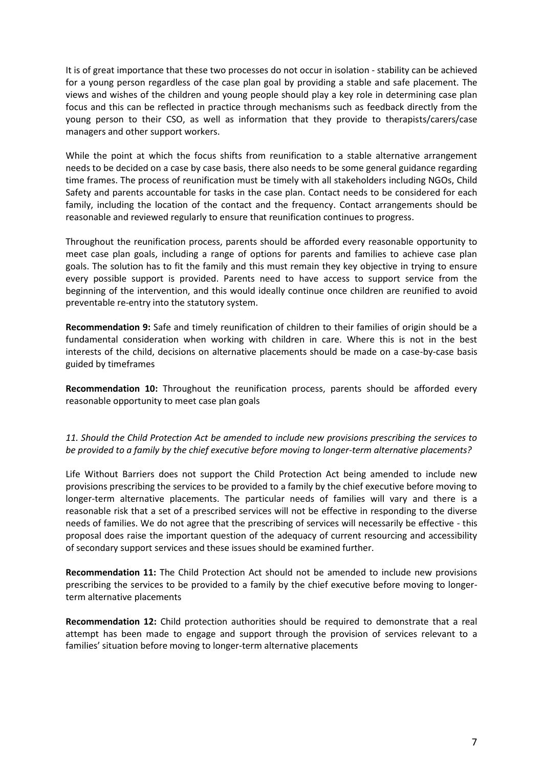It is of great importance that these two processes do not occur in isolation - stability can be achieved for a young person regardless of the case plan goal by providing a stable and safe placement. The views and wishes of the children and young people should play a key role in determining case plan focus and this can be reflected in practice through mechanisms such as feedback directly from the young person to their CSO, as well as information that they provide to therapists/carers/case managers and other support workers.

While the point at which the focus shifts from reunification to a stable alternative arrangement needs to be decided on a case by case basis, there also needs to be some general guidance regarding time frames. The process of reunification must be timely with all stakeholders including NGOs, Child Safety and parents accountable for tasks in the case plan. Contact needs to be considered for each family, including the location of the contact and the frequency. Contact arrangements should be reasonable and reviewed regularly to ensure that reunification continues to progress.

Throughout the reunification process, parents should be afforded every reasonable opportunity to meet case plan goals, including a range of options for parents and families to achieve case plan goals. The solution has to fit the family and this must remain they key objective in trying to ensure every possible support is provided. Parents need to have access to support service from the beginning of the intervention, and this would ideally continue once children are reunified to avoid preventable re-entry into the statutory system.

**Recommendation 9:** Safe and timely reunification of children to their families of origin should be a fundamental consideration when working with children in care. Where this is not in the best interests of the child, decisions on alternative placements should be made on a case-by-case basis guided by timeframes

**Recommendation 10:** Throughout the reunification process, parents should be afforded every reasonable opportunity to meet case plan goals

*11. Should the Child Protection Act be amended to include new provisions prescribing the services to be provided to a family by the chief executive before moving to longer-term alternative placements?*

Life Without Barriers does not support the Child Protection Act being amended to include new provisions prescribing the services to be provided to a family by the chief executive before moving to longer-term alternative placements. The particular needs of families will vary and there is a reasonable risk that a set of a prescribed services will not be effective in responding to the diverse needs of families. We do not agree that the prescribing of services will necessarily be effective - this proposal does raise the important question of the adequacy of current resourcing and accessibility of secondary support services and these issues should be examined further.

**Recommendation 11:** The Child Protection Act should not be amended to include new provisions prescribing the services to be provided to a family by the chief executive before moving to longer-term alternative placements

**Recommendation 12:** Child protection authorities should be required to demonstrate that a real attempt has been made to engage and support through the provision of services relevant to a families' situation before moving to longer-term alternative placements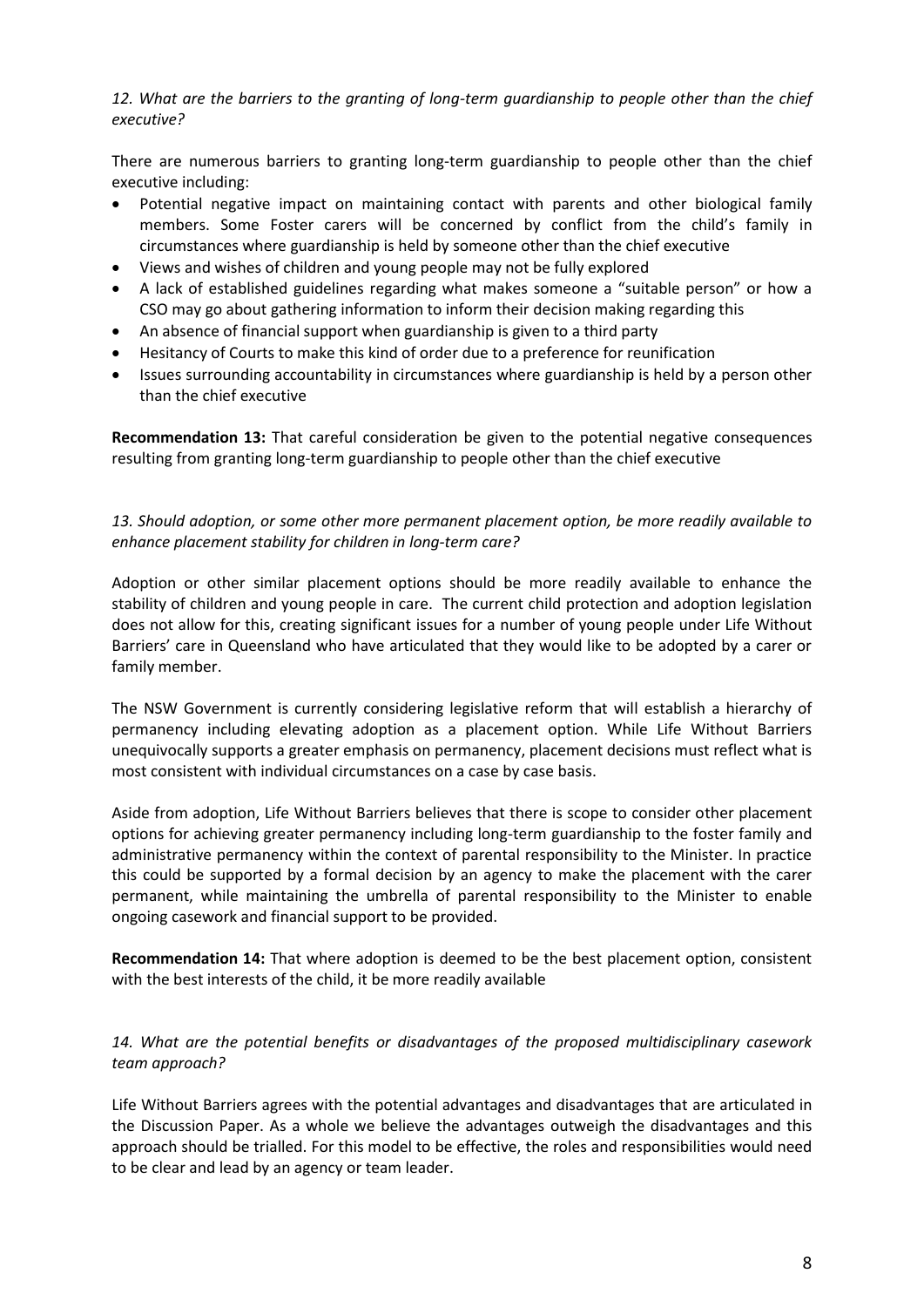*12. What are the barriers to the granting of long-term guardianship to people other than the chief executive?*

There are numerous barriers to granting long-term guardianship to people other than the chief executive including:

- Potential negative impact on maintaining contact with parents and other biological family members. Some Foster carers will be concerned by conflict from the child's family in circumstances where guardianship is held by someone other than the chief executive
- Views and wishes of children and young people may not be fully explored
- A lack of established guidelines regarding what makes someone a "suitable person" or how a CSO may go about gathering information to inform their decision making regarding this
- An absence of financial support when guardianship is given to a third party
- Hesitancy of Courts to make this kind of order due to a preference for reunification
- Issues surrounding accountability in circumstances where guardianship is held by a person other than the chief executive

**Recommendation 13:** That careful consideration be given to the potential negative consequences resulting from granting long-term guardianship to people other than the chief executive

*13. Should adoption, or some other more permanent placement option, be more readily available to enhance placement stability for children in long-term care?*

Adoption or other similar placement options should be more readily available to enhance the stability of children and young people in care. The current child protection and adoption legislation does not allow for this, creating significant issues for a number of young people under Life Without Barriers' care in Queensland who have articulated that they would like to be adopted by a carer or family member.

The NSW Government is currently considering legislative reform that will establish a hierarchy of permanency including elevating adoption as a placement option. While Life Without Barriers unequivocally supports a greater emphasis on permanency, placement decisions must reflect what is most consistent with individual circumstances on a case by case basis.

Aside from adoption, Life Without Barriers believes that there is scope to consider other placement options for achieving greater permanency including long-term guardianship to the foster family and administrative permanency within the context of parental responsibility to the Minister. In practice this could be supported by a formal decision by an agency to make the placement with the carer permanent, while maintaining the umbrella of parental responsibility to the Minister to enable ongoing casework and financial support to be provided.

**Recommendation 14:** That where adoption is deemed to be the best placement option, consistent with the best interests of the child, it be more readily available

*14. What are the potential benefits or disadvantages of the proposed multidisciplinary casework team approach?*

Life Without Barriers agrees with the potential advantages and disadvantages that are articulated in the Discussion Paper. As a whole we believe the advantages outweigh the disadvantages and this approach should be trialled. For this model to be effective, the roles and responsibilities would need to be clear and lead by an agency or team leader.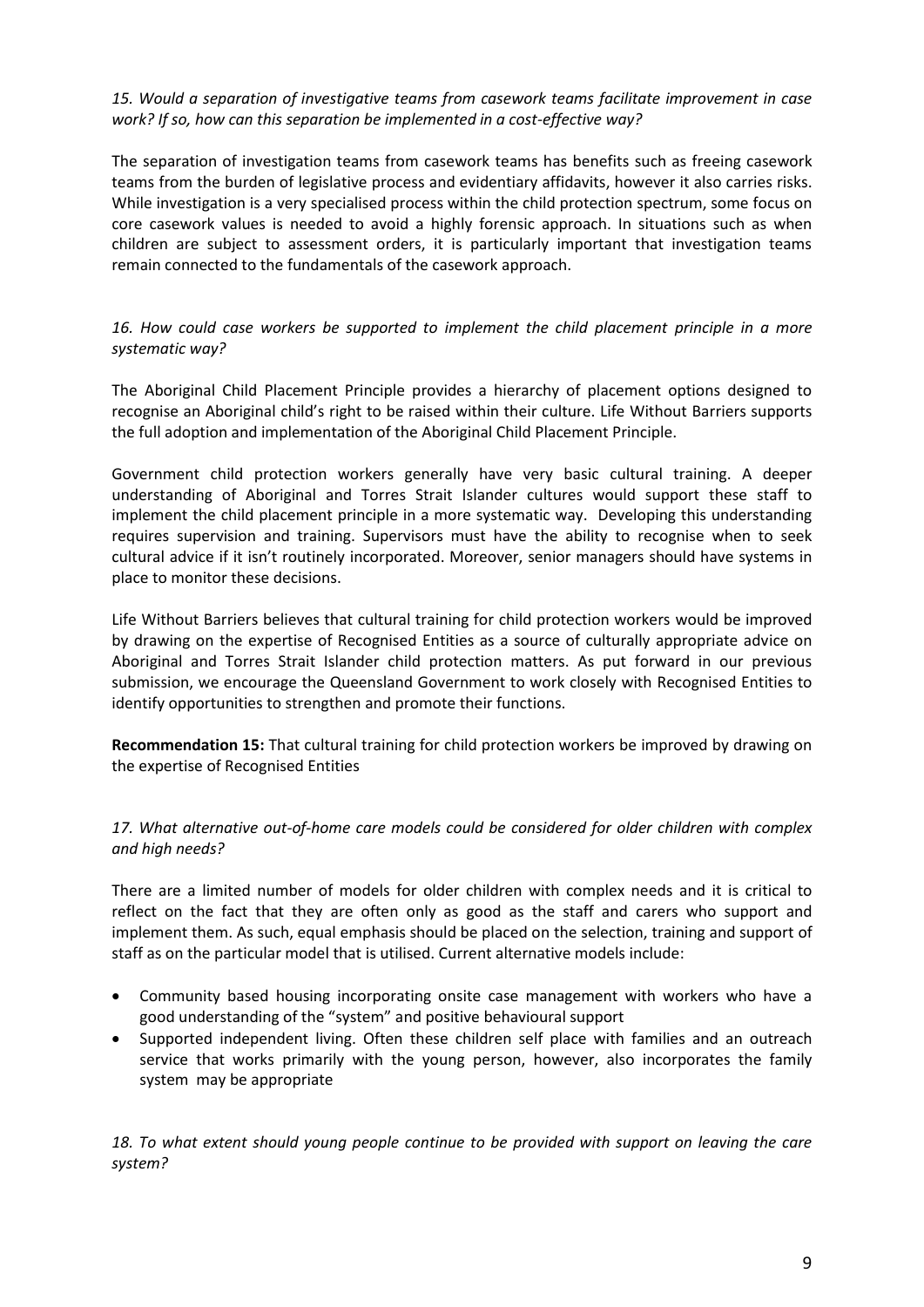*15. Would a separation of investigative teams from casework teams facilitate improvement in case work? If so, how can this separation be implemented in a cost-effective way?*

The separation of investigation teams from casework teams has benefits such as freeing casework teams from the burden of legislative process and evidentiary affidavits, however it also carries risks. While investigation is a very specialised process within the child protection spectrum, some focus on core casework values is needed to avoid a highly forensic approach. In situations such as when children are subject to assessment orders, it is particularly important that investigation teams remain connected to the fundamentals of the casework approach.

*16. How could case workers be supported to implement the child placement principle in a more systematic way?*

The Aboriginal Child Placement Principle provides a hierarchy of placement options designed to recognise an Aboriginal child's right to be raised within their culture. Life Without Barriers supports the full adoption and implementation of the Aboriginal Child Placement Principle.

Government child protection workers generally have very basic cultural training. A deeper understanding of Aboriginal and Torres Strait Islander cultures would support these staff to implement the child placement principle in a more systematic way. Developing this understanding requires supervision and training. Supervisors must have the ability to recognise when to seek cultural advice if it isn't routinely incorporated. Moreover, senior managers should have systems in place to monitor these decisions.

Life Without Barriers believes that cultural training for child protection workers would be improved by drawing on the expertise of Recognised Entities as a source of culturally appropriate advice on Aboriginal and Torres Strait Islander child protection matters. As put forward in our previous submission, we encourage the Queensland Government to work closely with Recognised Entities to identify opportunities to strengthen and promote their functions.

**Recommendation 15:** That cultural training for child protection workers be improved by drawing on the expertise of Recognised Entities

*17. What alternative out-of-home care models could be considered for older children with complex and high needs?*

There are a limited number of models for older children with complex needs and it is critical to reflect on the fact that they are often only as good as the staff and carers who support and implement them. As such, equal emphasis should be placed on the selection, training and support of staff as on the particular model that is utilised. Current alternative models include:

- Community based housing incorporating onsite case management with workers who have a good understanding of the "system" and positive behavioural support
- Supported independent living. Often these children self place with families and an outreach service that works primarily with the young person, however, also incorporates the family system may be appropriate

*18. To what extent should young people continue to be provided with support on leaving the care system?*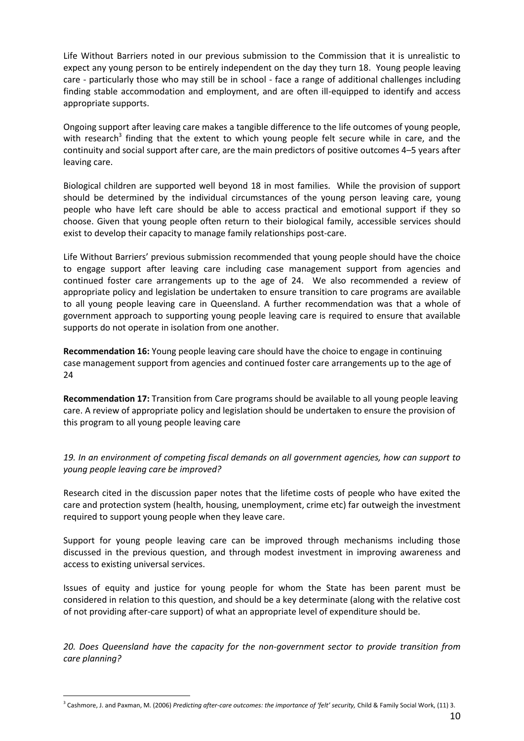Life Without Barriers noted in our previous submission to the Commission that it is unrealistic to expect any young person to be entirely independent on the day they turn 18. Young people leaving care - particularly those who may still be in school - face a range of additional challenges including finding stable accommodation and employment, and are often ill-equipped to identify and access appropriate supports.

Ongoing support after leaving care makes a tangible difference to the life outcomes of young people, with research[3] finding that the extent to which young people felt secure while in care, and the continuity and social support after care, are the main predictors of positive outcomes 4–5 years after leaving care.

Biological children are supported well beyond 18 in most families. While the provision of support should be determined by the individual circumstances of the young person leaving care, young people who have left care should be able to access practical and emotional support if they so choose. Given that young people often return to their biological family, accessible services should exist to develop their capacity to manage family relationships post-care.

Life Without Barriers' previous submission recommended that young people should have the choice to engage support after leaving care including case management support from agencies and continued foster care arrangements up to the age of 24. We also recommended a review of appropriate policy and legislation be undertaken to ensure transition to care programs are available to all young people leaving care in Queensland. A further recommendation was that a whole of government approach to supporting young people leaving care is required to ensure that available supports do not operate in isolation from one another.

**Recommendation 16:** Young people leaving care should have the choice to engage in continuing case management support from agencies and continued foster care arrangements up to the age of 24

**Recommendation 17:** Transition from Care programs should be available to all young people leaving care. A review of appropriate policy and legislation should be undertaken to ensure the provision of this program to all young people leaving care

*19. In an environment of competing fiscal demands on all government agencies, how can support to young people leaving care be improved?*

Research cited in the discussion paper notes that the lifetime costs of people who have exited the care and protection system (health, housing, unemployment, crime etc) far outweigh the investment required to support young people when they leave care.

Support for young people leaving care can be improved through mechanisms including those discussed in the previous question, and through modest investment in improving awareness and access to existing universal services.

Issues of equity and justice for young people for whom the State has been parent must be considered in relation to this question, and should be a key determinate (along with the relative cost of not providing after-care support) of what an appropriate level of expenditure should be.

*20. Does Queensland have the capacity for the non-government sector to provide transition from care planning?*

[3] Cashmore, J. and Paxman, M. (2006) *Predicting after-care outcomes: the importance of 'felt' security,* Child & Family Social Work, (11) 3.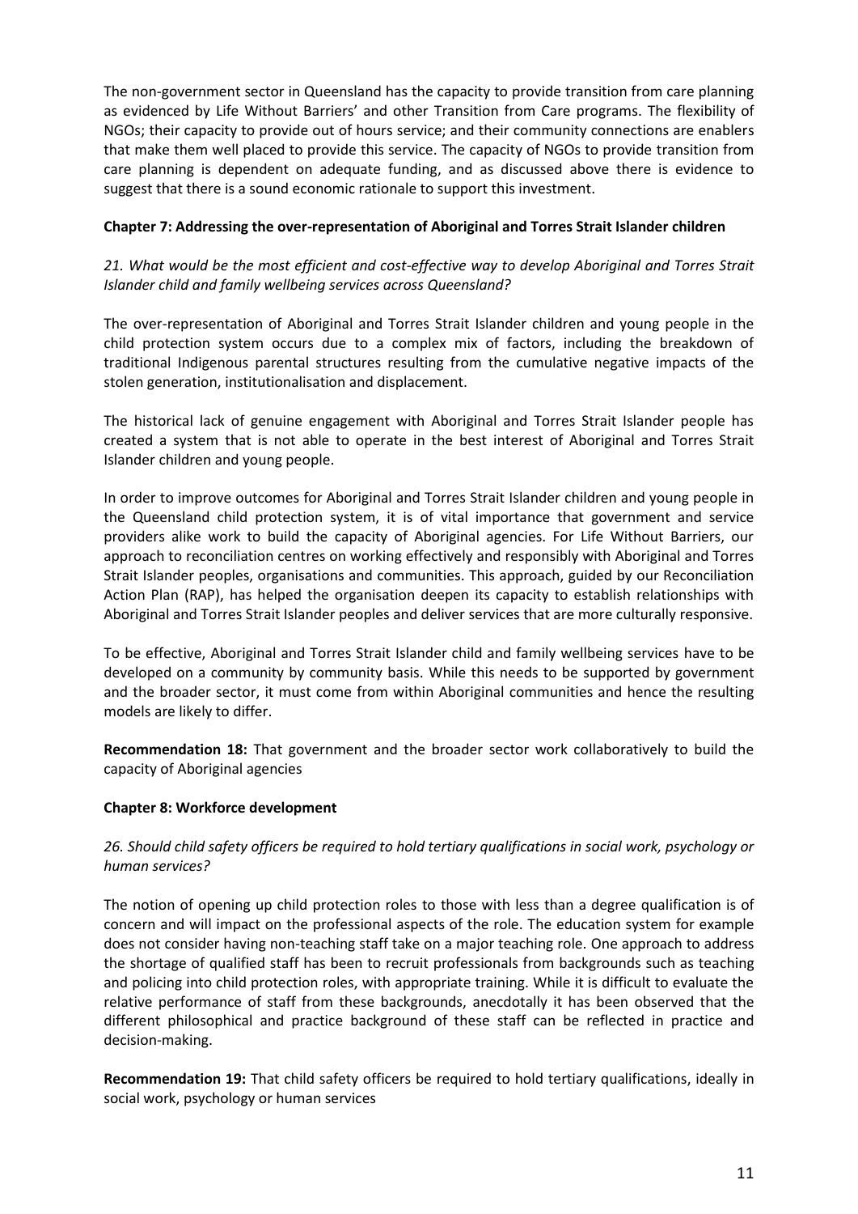The non-government sector in Queensland has the capacity to provide transition from care planning as evidenced by Life Without Barriers' and other Transition from Care programs. The flexibility of NGOs; their capacity to provide out of hours service; and their community connections are enablers that make them well placed to provide this service. The capacity of NGOs to provide transition from care planning is dependent on adequate funding, and as discussed above there is evidence to suggest that there is a sound economic rationale to support this investment.

**Chapter 7: Addressing the over-representation of Aboriginal and Torres Strait Islander children**

*21. What would be the most efficient and cost-effective way to develop Aboriginal and Torres Strait Islander child and family wellbeing services across Queensland?*

The over-representation of Aboriginal and Torres Strait Islander children and young people in the child protection system occurs due to a complex mix of factors, including the breakdown of traditional Indigenous parental structures resulting from the cumulative negative impacts of the stolen generation, institutionalisation and displacement.

The historical lack of genuine engagement with Aboriginal and Torres Strait Islander people has created a system that is not able to operate in the best interest of Aboriginal and Torres Strait Islander children and young people.

In order to improve outcomes for Aboriginal and Torres Strait Islander children and young people in the Queensland child protection system, it is of vital importance that government and service providers alike work to build the capacity of Aboriginal agencies. For Life Without Barriers, our approach to reconciliation centres on working effectively and responsibly with Aboriginal and Torres Strait Islander peoples, organisations and communities. This approach, guided by our Reconciliation Action Plan (RAP), has helped the organisation deepen its capacity to establish relationships with Aboriginal and Torres Strait Islander peoples and deliver services that are more culturally responsive.

To be effective, Aboriginal and Torres Strait Islander child and family wellbeing services have to be developed on a community by community basis. While this needs to be supported by government and the broader sector, it must come from within Aboriginal communities and hence the resulting models are likely to differ.

**Recommendation 18:** That government and the broader sector work collaboratively to build the capacity of Aboriginal agencies

**Chapter 8: Workforce development**

*26. Should child safety officers be required to hold tertiary qualifications in social work, psychology or human services?*

The notion of opening up child protection roles to those with less than a degree qualification is of concern and will impact on the professional aspects of the role. The education system for example does not consider having non-teaching staff take on a major teaching role. One approach to address the shortage of qualified staff has been to recruit professionals from backgrounds such as teaching and policing into child protection roles, with appropriate training. While it is difficult to evaluate the relative performance of staff from these backgrounds, anecdotally it has been observed that the different philosophical and practice background of these staff can be reflected in practice and decision-making.

**Recommendation 19:** That child safety officers be required to hold tertiary qualifications, ideally in social work, psychology or human services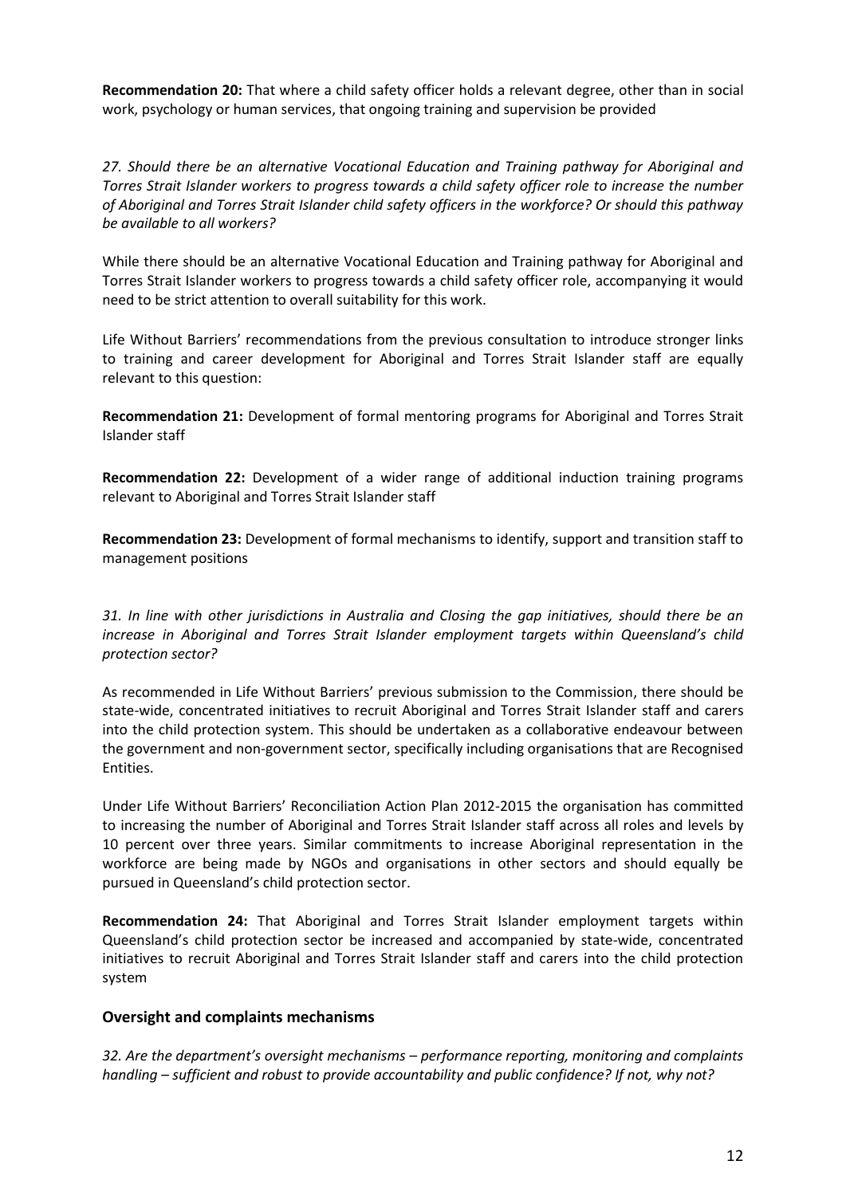**Recommendation 20:** That where a child safety officer holds a relevant degree, other than in social work, psychology or human services, that ongoing training and supervision be provided

*27. Should there be an alternative Vocational Education and Training pathway for Aboriginal and Torres Strait Islander workers to progress towards a child safety officer role to increase the number of Aboriginal and Torres Strait Islander child safety officers in the workforce? Or should this pathway be available to all workers?*

While there should be an alternative Vocational Education and Training pathway for Aboriginal and Torres Strait Islander workers to progress towards a child safety officer role, accompanying it would need to be strict attention to overall suitability for this work.

Life Without Barriers' recommendations from the previous consultation to introduce stronger links to training and career development for Aboriginal and Torres Strait Islander staff are equally relevant to this question:

**Recommendation 21:** Development of formal mentoring programs for Aboriginal and Torres Strait Islander staff

**Recommendation 22:** Development of a wider range of additional induction training programs relevant to Aboriginal and Torres Strait Islander staff

**Recommendation 23:** Development of formal mechanisms to identify, support and transition staff to management positions

*31. In line with other jurisdictions in Australia and Closing the gap initiatives, should there be an increase in Aboriginal and Torres Strait Islander employment targets within Queensland's child protection sector?*

As recommended in Life Without Barriers' previous submission to the Commission, there should be state-wide, concentrated initiatives to recruit Aboriginal and Torres Strait Islander staff and carers into the child protection system. This should be undertaken as a collaborative endeavour between the government and non-government sector, specifically including organisations that are Recognised Entities.

Under Life Without Barriers' Reconciliation Action Plan 2012-2015 the organisation has committed to increasing the number of Aboriginal and Torres Strait Islander staff across all roles and levels by 10 percent over three years. Similar commitments to increase Aboriginal representation in the workforce are being made by NGOs and organisations in other sectors and should equally be pursued in Queensland's child protection sector.

**Recommendation 24:** That Aboriginal and Torres Strait Islander employment targets within Queensland's child protection sector be increased and accompanied by state-wide, concentrated initiatives to recruit Aboriginal and Torres Strait Islander staff and carers into the child protection system

## Oversight and complaints mechanisms

*32. Are the department's oversight mechanisms – performance reporting, monitoring and complaints handling – sufficient and robust to provide accountability and public confidence? If not, why not?*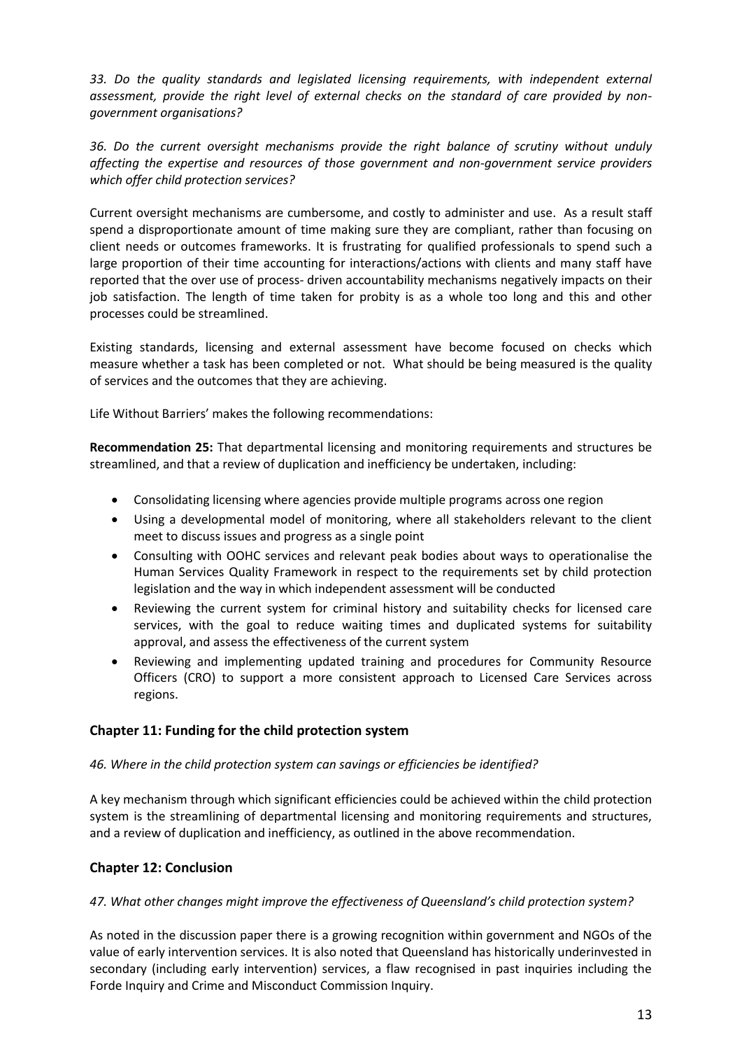*33. Do the quality standards and legislated licensing requirements, with independent external assessment, provide the right level of external checks on the standard of care provided by non-government organisations?*

*36. Do the current oversight mechanisms provide the right balance of scrutiny without unduly affecting the expertise and resources of those government and non-government service providers which offer child protection services?*

Current oversight mechanisms are cumbersome, and costly to administer and use. As a result staff spend a disproportionate amount of time making sure they are compliant, rather than focusing on client needs or outcomes frameworks. It is frustrating for qualified professionals to spend such a large proportion of their time accounting for interactions/actions with clients and many staff have reported that the over use of process- driven accountability mechanisms negatively impacts on their job satisfaction. The length of time taken for probity is as a whole too long and this and other processes could be streamlined.

Existing standards, licensing and external assessment have become focused on checks which measure whether a task has been completed or not. What should be being measured is the quality of services and the outcomes that they are achieving.

Life Without Barriers' makes the following recommendations:

**Recommendation 25:** That departmental licensing and monitoring requirements and structures be streamlined, and that a review of duplication and inefficiency be undertaken, including:

- Consolidating licensing where agencies provide multiple programs across one region
- Using a developmental model of monitoring, where all stakeholders relevant to the client meet to discuss issues and progress as a single point
- Consulting with OOHC services and relevant peak bodies about ways to operationalise the Human Services Quality Framework in respect to the requirements set by child protection legislation and the way in which independent assessment will be conducted
- Reviewing the current system for criminal history and suitability checks for licensed care services, with the goal to reduce waiting times and duplicated systems for suitability approval, and assess the effectiveness of the current system
- Reviewing and implementing updated training and procedures for Community Resource Officers (CRO) to support a more consistent approach to Licensed Care Services across regions.

## Chapter 11: Funding for the child protection system

*46. Where in the child protection system can savings or efficiencies be identified?*

A key mechanism through which significant efficiencies could be achieved within the child protection system is the streamlining of departmental licensing and monitoring requirements and structures, and a review of duplication and inefficiency, as outlined in the above recommendation.

## Chapter 12: Conclusion

*47. What other changes might improve the effectiveness of Queensland's child protection system?*

As noted in the discussion paper there is a growing recognition within government and NGOs of the value of early intervention services. It is also noted that Queensland has historically underinvested in secondary (including early intervention) services, a flaw recognised in past inquiries including the Forde Inquiry and Crime and Misconduct Commission Inquiry.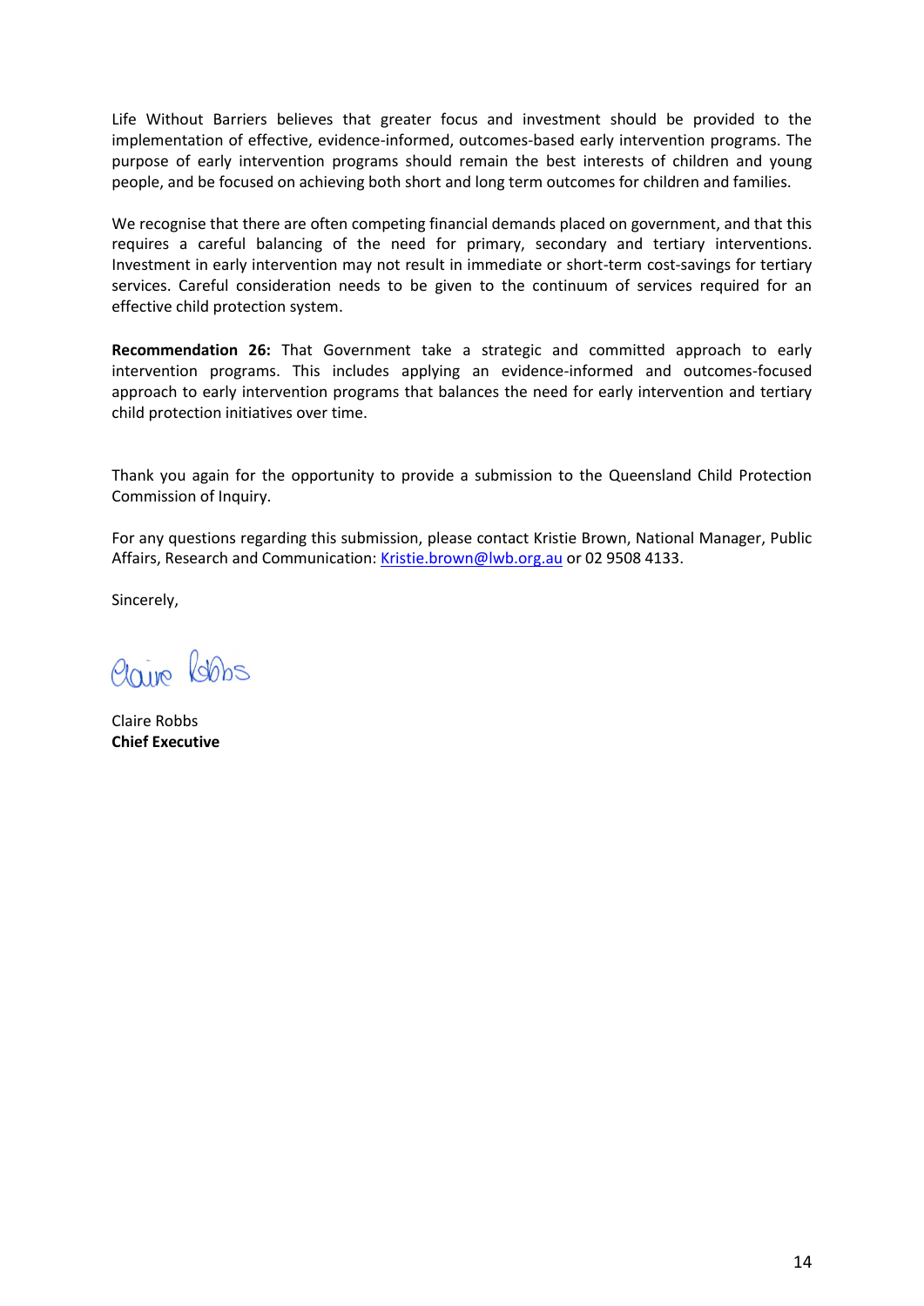Life Without Barriers believes that greater focus and investment should be provided to the implementation of effective, evidence-informed, outcomes-based early intervention programs. The purpose of early intervention programs should remain the best interests of children and young people, and be focused on achieving both short and long term outcomes for children and families.

We recognise that there are often competing financial demands placed on government, and that this requires a careful balancing of the need for primary, secondary and tertiary interventions. Investment in early intervention may not result in immediate or short-term cost-savings for tertiary services. Careful consideration needs to be given to the continuum of services required for an effective child protection system.

**Recommendation 26:** That Government take a strategic and committed approach to early intervention programs. This includes applying an evidence-informed and outcomes-focused approach to early intervention programs that balances the need for early intervention and tertiary child protection initiatives over time.

Thank you again for the opportunity to provide a submission to the Queensland Child Protection Commission of Inquiry.

For any questions regarding this submission, please contact Kristie Brown, National Manager, Public Affairs, Research and Communication: [Kristie.brown@lwb.org.au](mailto:Kristie.brown@lwb.org.au) or 02 9508 4133.

Sincerely,

Claire Robbs
**Chief Executive**